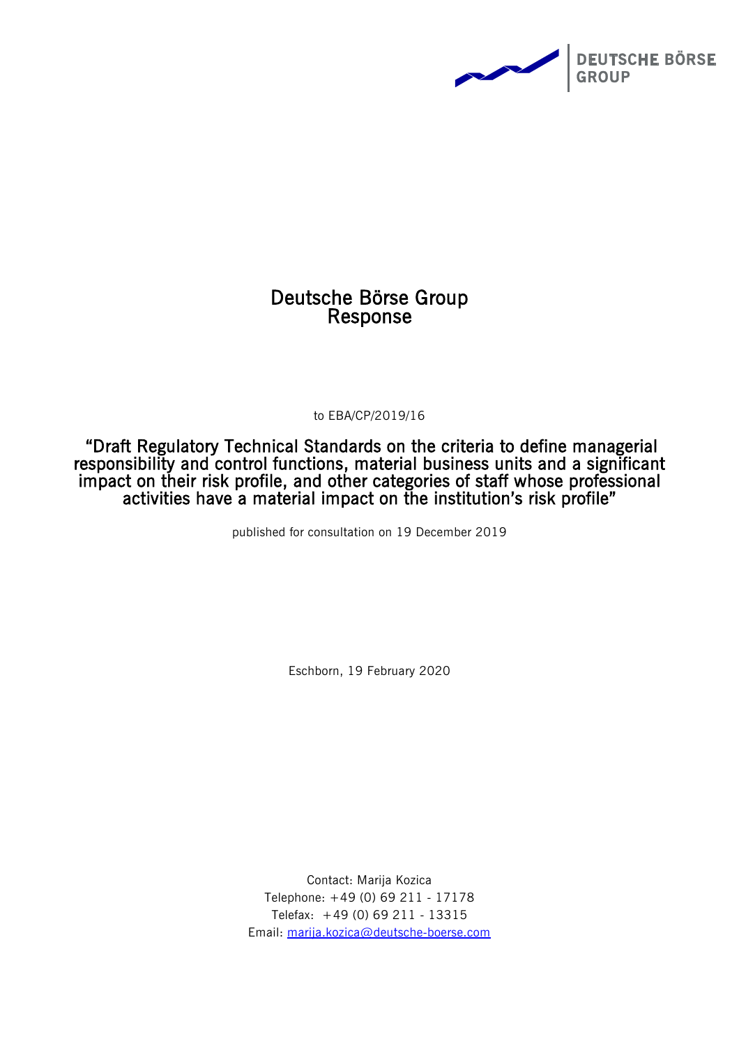# Deutsche Börse Group Response

to EBA/CP/2019/16

## "Draft Regulatory Technical Standards on the criteria to define managerial responsibility and control functions, material business units and a significant impact on their risk profile, and other categories of staff whose professional activities have a material impact on the institution's risk profile"

published for consultation on 19 December 2019

Eschborn, 19 February 2020

Contact: Marija Kozica
Telephone: +49 (0) 69 211 - 17178
Telefax: +49 (0) 69 211 - 13315
Email: marija.kozica@deutsche-boerse.com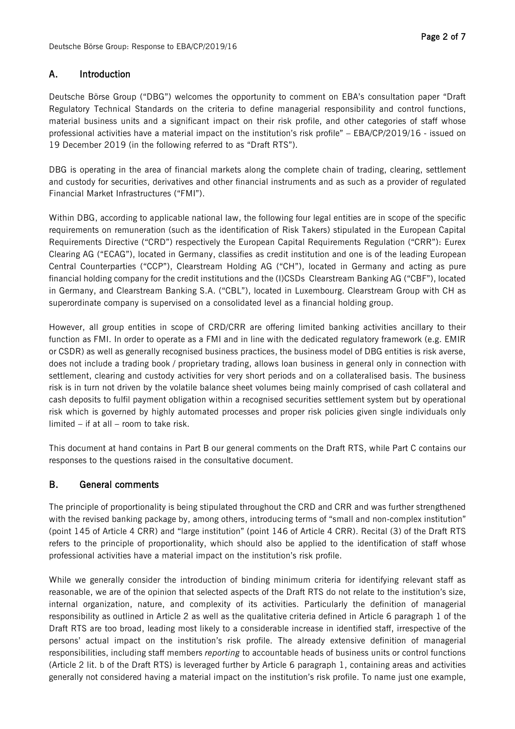## A. Introduction

Deutsche Börse Group ("DBG") welcomes the opportunity to comment on EBA's consultation paper "Draft Regulatory Technical Standards on the criteria to define managerial responsibility and control functions, material business units and a significant impact on their risk profile, and other categories of staff whose professional activities have a material impact on the institution's risk profile" – EBA/CP/2019/16 - issued on 19 December 2019 (in the following referred to as "Draft RTS").

DBG is operating in the area of financial markets along the complete chain of trading, clearing, settlement and custody for securities, derivatives and other financial instruments and as such as a provider of regulated Financial Market Infrastructures ("FMI").

Within DBG, according to applicable national law, the following four legal entities are in scope of the specific requirements on remuneration (such as the identification of Risk Takers) stipulated in the European Capital Requirements Directive ("CRD") respectively the European Capital Requirements Regulation ("CRR"): Eurex Clearing AG ("ECAG"), located in Germany, classifies as credit institution and one is of the leading European Central Counterparties ("CCP"), Clearstream Holding AG ("CH"), located in Germany and acting as pure financial holding company for the credit institutions and the (I)CSDs Clearstream Banking AG ("CBF"), located in Germany, and Clearstream Banking S.A. ("CBL"), located in Luxembourg. Clearstream Group with CH as superordinate company is supervised on a consolidated level as a financial holding group.

However, all group entities in scope of CRD/CRR are offering limited banking activities ancillary to their function as FMI. In order to operate as a FMI and in line with the dedicated regulatory framework (e.g. EMIR or CSDR) as well as generally recognised business practices, the business model of DBG entities is risk averse, does not include a trading book / proprietary trading, allows loan business in general only in connection with settlement, clearing and custody activities for very short periods and on a collateralised basis. The business risk is in turn not driven by the volatile balance sheet volumes being mainly comprised of cash collateral and cash deposits to fulfil payment obligation within a recognised securities settlement system but by operational risk which is governed by highly automated processes and proper risk policies given single individuals only limited – if at all – room to take risk.

This document at hand contains in Part B our general comments on the Draft RTS, while Part C contains our responses to the questions raised in the consultative document.

## B. General comments

The principle of proportionality is being stipulated throughout the CRD and CRR and was further strengthened with the revised banking package by, among others, introducing terms of "small and non-complex institution" (point 145 of Article 4 CRR) and "large institution" (point 146 of Article 4 CRR). Recital (3) of the Draft RTS refers to the principle of proportionality, which should also be applied to the identification of staff whose professional activities have a material impact on the institution's risk profile.

While we generally consider the introduction of binding minimum criteria for identifying relevant staff as reasonable, we are of the opinion that selected aspects of the Draft RTS do not relate to the institution's size, internal organization, nature, and complexity of its activities. Particularly the definition of managerial responsibility as outlined in Article 2 as well as the qualitative criteria defined in Article 6 paragraph 1 of the Draft RTS are too broad, leading most likely to a considerable increase in identified staff, irrespective of the persons' actual impact on the institution's risk profile. The already extensive definition of managerial responsibilities, including staff members *reporting* to accountable heads of business units or control functions (Article 2 lit. b of the Draft RTS) is leveraged further by Article 6 paragraph 1, containing areas and activities generally not considered having a material impact on the institution's risk profile. To name just one example,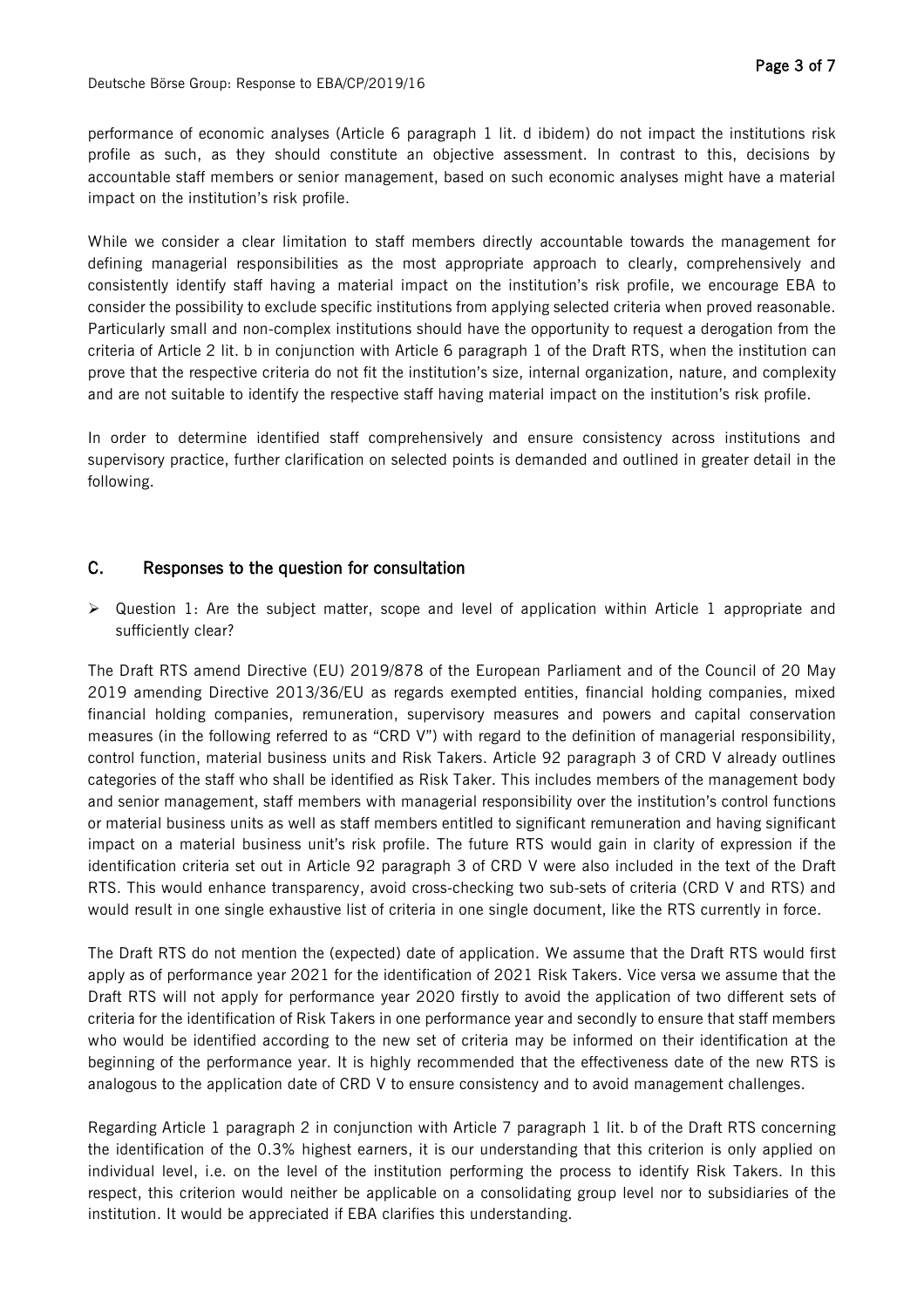performance of economic analyses (Article 6 paragraph 1 lit. d ibidem) do not impact the institutions risk profile as such, as they should constitute an objective assessment. In contrast to this, decisions by accountable staff members or senior management, based on such economic analyses might have a material impact on the institution's risk profile.

While we consider a clear limitation to staff members directly accountable towards the management for defining managerial responsibilities as the most appropriate approach to clearly, comprehensively and consistently identify staff having a material impact on the institution's risk profile, we encourage EBA to consider the possibility to exclude specific institutions from applying selected criteria when proved reasonable. Particularly small and non-complex institutions should have the opportunity to request a derogation from the criteria of Article 2 lit. b in conjunction with Article 6 paragraph 1 of the Draft RTS, when the institution can prove that the respective criteria do not fit the institution's size, internal organization, nature, and complexity and are not suitable to identify the respective staff having material impact on the institution's risk profile.

In order to determine identified staff comprehensively and ensure consistency across institutions and supervisory practice, further clarification on selected points is demanded and outlined in greater detail in the following.

## C. Responses to the question for consultation

- Question 1: Are the subject matter, scope and level of application within Article 1 appropriate and sufficiently clear?

The Draft RTS amend Directive (EU) 2019/878 of the European Parliament and of the Council of 20 May 2019 amending Directive 2013/36/EU as regards exempted entities, financial holding companies, mixed financial holding companies, remuneration, supervisory measures and powers and capital conservation measures (in the following referred to as "CRD V") with regard to the definition of managerial responsibility, control function, material business units and Risk Takers. Article 92 paragraph 3 of CRD V already outlines categories of the staff who shall be identified as Risk Taker. This includes members of the management body and senior management, staff members with managerial responsibility over the institution's control functions or material business units as well as staff members entitled to significant remuneration and having significant impact on a material business unit's risk profile. The future RTS would gain in clarity of expression if the identification criteria set out in Article 92 paragraph 3 of CRD V were also included in the text of the Draft RTS. This would enhance transparency, avoid cross-checking two sub-sets of criteria (CRD V and RTS) and would result in one single exhaustive list of criteria in one single document, like the RTS currently in force.

The Draft RTS do not mention the (expected) date of application. We assume that the Draft RTS would first apply as of performance year 2021 for the identification of 2021 Risk Takers. Vice versa we assume that the Draft RTS will not apply for performance year 2020 firstly to avoid the application of two different sets of criteria for the identification of Risk Takers in one performance year and secondly to ensure that staff members who would be identified according to the new set of criteria may be informed on their identification at the beginning of the performance year. It is highly recommended that the effectiveness date of the new RTS is analogous to the application date of CRD V to ensure consistency and to avoid management challenges.

Regarding Article 1 paragraph 2 in conjunction with Article 7 paragraph 1 lit. b of the Draft RTS concerning the identification of the 0.3% highest earners, it is our understanding that this criterion is only applied on individual level, i.e. on the level of the institution performing the process to identify Risk Takers. In this respect, this criterion would neither be applicable on a consolidating group level nor to subsidiaries of the institution. It would be appreciated if EBA clarifies this understanding.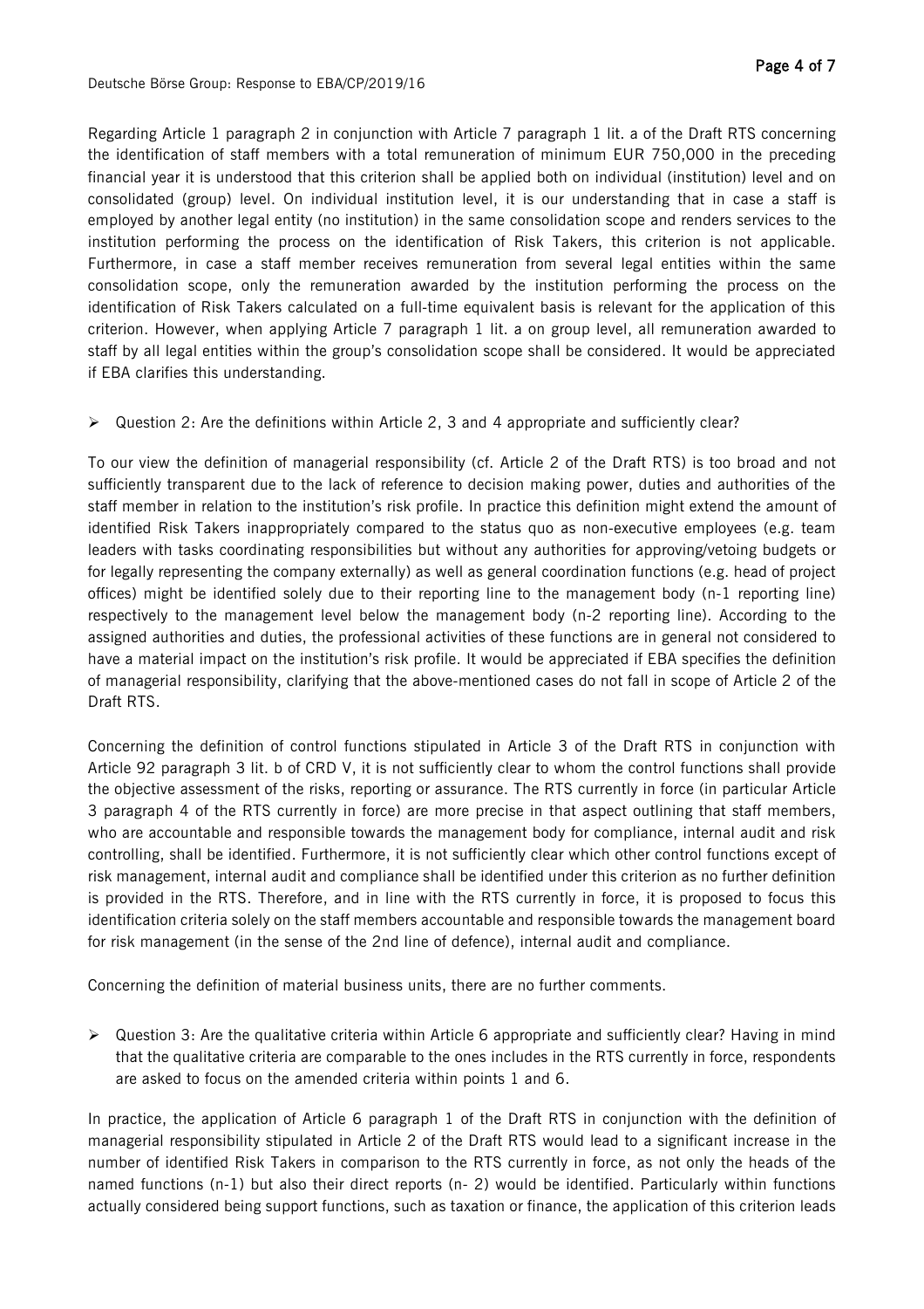Regarding Article 1 paragraph 2 in conjunction with Article 7 paragraph 1 lit. a of the Draft RTS concerning the identification of staff members with a total remuneration of minimum EUR 750,000 in the preceding financial year it is understood that this criterion shall be applied both on individual (institution) level and on consolidated (group) level. On individual institution level, it is our understanding that in case a staff is employed by another legal entity (no institution) in the same consolidation scope and renders services to the institution performing the process on the identification of Risk Takers, this criterion is not applicable. Furthermore, in case a staff member receives remuneration from several legal entities within the same consolidation scope, only the remuneration awarded by the institution performing the process on the identification of Risk Takers calculated on a full-time equivalent basis is relevant for the application of this criterion. However, when applying Article 7 paragraph 1 lit. a on group level, all remuneration awarded to staff by all legal entities within the group's consolidation scope shall be considered. It would be appreciated if EBA clarifies this understanding.

- Question 2: Are the definitions within Article 2, 3 and 4 appropriate and sufficiently clear?

To our view the definition of managerial responsibility (cf. Article 2 of the Draft RTS) is too broad and not sufficiently transparent due to the lack of reference to decision making power, duties and authorities of the staff member in relation to the institution's risk profile. In practice this definition might extend the amount of identified Risk Takers inappropriately compared to the status quo as non-executive employees (e.g. team leaders with tasks coordinating responsibilities but without any authorities for approving/vetoing budgets or for legally representing the company externally) as well as general coordination functions (e.g. head of project offices) might be identified solely due to their reporting line to the management body (n-1 reporting line) respectively to the management level below the management body (n-2 reporting line). According to the assigned authorities and duties, the professional activities of these functions are in general not considered to have a material impact on the institution's risk profile. It would be appreciated if EBA specifies the definition of managerial responsibility, clarifying that the above-mentioned cases do not fall in scope of Article 2 of the Draft RTS.

Concerning the definition of control functions stipulated in Article 3 of the Draft RTS in conjunction with Article 92 paragraph 3 lit. b of CRD V, it is not sufficiently clear to whom the control functions shall provide the objective assessment of the risks, reporting or assurance. The RTS currently in force (in particular Article 3 paragraph 4 of the RTS currently in force) are more precise in that aspect outlining that staff members, who are accountable and responsible towards the management body for compliance, internal audit and risk controlling, shall be identified. Furthermore, it is not sufficiently clear which other control functions except of risk management, internal audit and compliance shall be identified under this criterion as no further definition is provided in the RTS. Therefore, and in line with the RTS currently in force, it is proposed to focus this identification criteria solely on the staff members accountable and responsible towards the management board for risk management (in the sense of the 2nd line of defence), internal audit and compliance.

Concerning the definition of material business units, there are no further comments.

- Question 3: Are the qualitative criteria within Article 6 appropriate and sufficiently clear? Having in mind that the qualitative criteria are comparable to the ones includes in the RTS currently in force, respondents are asked to focus on the amended criteria within points 1 and 6.

In practice, the application of Article 6 paragraph 1 of the Draft RTS in conjunction with the definition of managerial responsibility stipulated in Article 2 of the Draft RTS would lead to a significant increase in the number of identified Risk Takers in comparison to the RTS currently in force, as not only the heads of the named functions (n-1) but also their direct reports (n- 2) would be identified. Particularly within functions actually considered being support functions, such as taxation or finance, the application of this criterion leads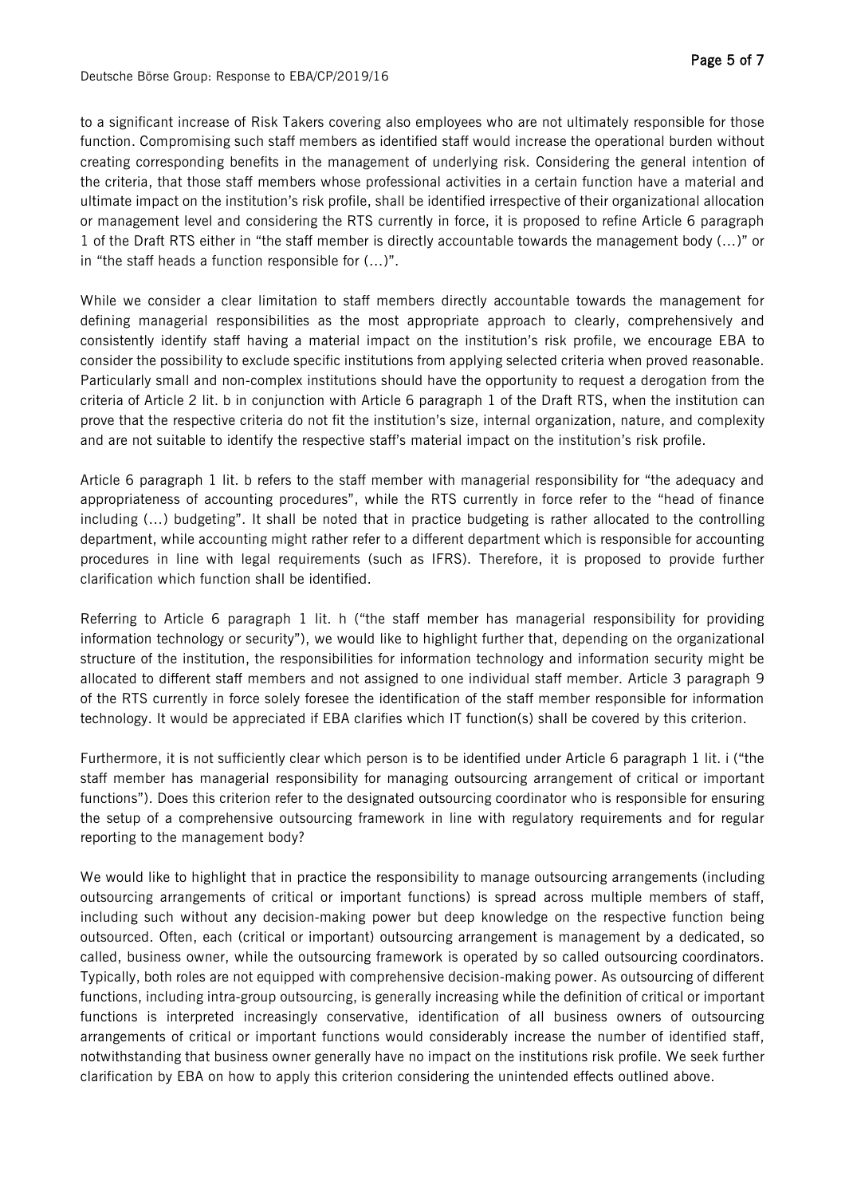to a significant increase of Risk Takers covering also employees who are not ultimately responsible for those function. Compromising such staff members as identified staff would increase the operational burden without creating corresponding benefits in the management of underlying risk. Considering the general intention of the criteria, that those staff members whose professional activities in a certain function have a material and ultimate impact on the institution's risk profile, shall be identified irrespective of their organizational allocation or management level and considering the RTS currently in force, it is proposed to refine Article 6 paragraph 1 of the Draft RTS either in "the staff member is directly accountable towards the management body (…)" or in "the staff heads a function responsible for (…)".

While we consider a clear limitation to staff members directly accountable towards the management for defining managerial responsibilities as the most appropriate approach to clearly, comprehensively and consistently identify staff having a material impact on the institution's risk profile, we encourage EBA to consider the possibility to exclude specific institutions from applying selected criteria when proved reasonable. Particularly small and non-complex institutions should have the opportunity to request a derogation from the criteria of Article 2 lit. b in conjunction with Article 6 paragraph 1 of the Draft RTS, when the institution can prove that the respective criteria do not fit the institution's size, internal organization, nature, and complexity and are not suitable to identify the respective staff's material impact on the institution's risk profile.

Article 6 paragraph 1 lit. b refers to the staff member with managerial responsibility for "the adequacy and appropriateness of accounting procedures", while the RTS currently in force refer to the "head of finance including (…) budgeting". It shall be noted that in practice budgeting is rather allocated to the controlling department, while accounting might rather refer to a different department which is responsible for accounting procedures in line with legal requirements (such as IFRS). Therefore, it is proposed to provide further clarification which function shall be identified.

Referring to Article 6 paragraph 1 lit. h ("the staff member has managerial responsibility for providing information technology or security"), we would like to highlight further that, depending on the organizational structure of the institution, the responsibilities for information technology and information security might be allocated to different staff members and not assigned to one individual staff member. Article 3 paragraph 9 of the RTS currently in force solely foresee the identification of the staff member responsible for information technology. It would be appreciated if EBA clarifies which IT function(s) shall be covered by this criterion.

Furthermore, it is not sufficiently clear which person is to be identified under Article 6 paragraph 1 lit. i ("the staff member has managerial responsibility for managing outsourcing arrangement of critical or important functions"). Does this criterion refer to the designated outsourcing coordinator who is responsible for ensuring the setup of a comprehensive outsourcing framework in line with regulatory requirements and for regular reporting to the management body?

We would like to highlight that in practice the responsibility to manage outsourcing arrangements (including outsourcing arrangements of critical or important functions) is spread across multiple members of staff, including such without any decision-making power but deep knowledge on the respective function being outsourced. Often, each (critical or important) outsourcing arrangement is management by a dedicated, so called, business owner, while the outsourcing framework is operated by so called outsourcing coordinators. Typically, both roles are not equipped with comprehensive decision-making power. As outsourcing of different functions, including intra-group outsourcing, is generally increasing while the definition of critical or important functions is interpreted increasingly conservative, identification of all business owners of outsourcing arrangements of critical or important functions would considerably increase the number of identified staff, notwithstanding that business owner generally have no impact on the institutions risk profile. We seek further clarification by EBA on how to apply this criterion considering the unintended effects outlined above.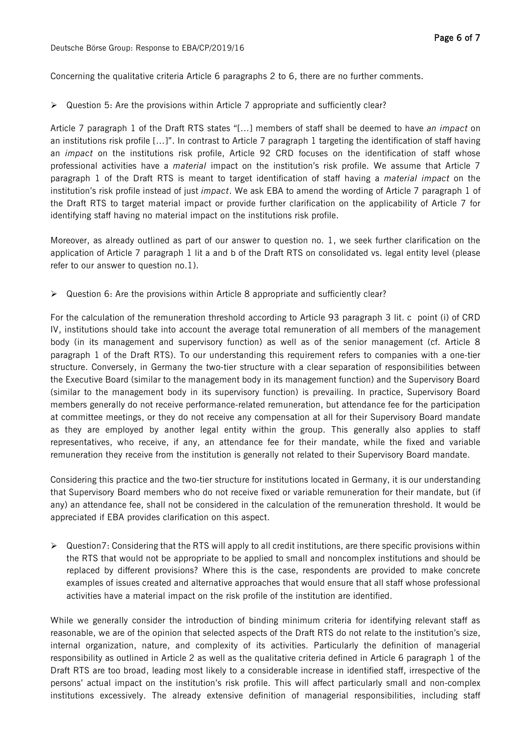Concerning the qualitative criteria Article 6 paragraphs 2 to 6, there are no further comments.

- Question 5: Are the provisions within Article 7 appropriate and sufficiently clear?

Article 7 paragraph 1 of the Draft RTS states "[…] members of staff shall be deemed to have *an impact* on an institutions risk profile […]". In contrast to Article 7 paragraph 1 targeting the identification of staff having an *impact* on the institutions risk profile, Article 92 CRD focuses on the identification of staff whose professional activities have a *material* impact on the institution's risk profile. We assume that Article 7 paragraph 1 of the Draft RTS is meant to target identification of staff having a *material impact* on the institution's risk profile instead of just *impact*. We ask EBA to amend the wording of Article 7 paragraph 1 of the Draft RTS to target material impact or provide further clarification on the applicability of Article 7 for identifying staff having no material impact on the institutions risk profile.

Moreover, as already outlined as part of our answer to question no. 1, we seek further clarification on the application of Article 7 paragraph 1 lit a and b of the Draft RTS on consolidated vs. legal entity level (please refer to our answer to question no.1).

- Question 6: Are the provisions within Article 8 appropriate and sufficiently clear?

For the calculation of the remuneration threshold according to Article 93 paragraph 3 lit. c point (i) of CRD IV, institutions should take into account the average total remuneration of all members of the management body (in its management and supervisory function) as well as of the senior management (cf. Article 8 paragraph 1 of the Draft RTS). To our understanding this requirement refers to companies with a one-tier structure. Conversely, in Germany the two-tier structure with a clear separation of responsibilities between the Executive Board (similar to the management body in its management function) and the Supervisory Board (similar to the management body in its supervisory function) is prevailing. In practice, Supervisory Board members generally do not receive performance-related remuneration, but attendance fee for the participation at committee meetings, or they do not receive any compensation at all for their Supervisory Board mandate as they are employed by another legal entity within the group. This generally also applies to staff representatives, who receive, if any, an attendance fee for their mandate, while the fixed and variable remuneration they receive from the institution is generally not related to their Supervisory Board mandate.

Considering this practice and the two-tier structure for institutions located in Germany, it is our understanding that Supervisory Board members who do not receive fixed or variable remuneration for their mandate, but (if any) an attendance fee, shall not be considered in the calculation of the remuneration threshold. It would be appreciated if EBA provides clarification on this aspect.

- Question7: Considering that the RTS will apply to all credit institutions, are there specific provisions within the RTS that would not be appropriate to be applied to small and noncomplex institutions and should be replaced by different provisions? Where this is the case, respondents are provided to make concrete examples of issues created and alternative approaches that would ensure that all staff whose professional activities have a material impact on the risk profile of the institution are identified.

While we generally consider the introduction of binding minimum criteria for identifying relevant staff as reasonable, we are of the opinion that selected aspects of the Draft RTS do not relate to the institution's size, internal organization, nature, and complexity of its activities. Particularly the definition of managerial responsibility as outlined in Article 2 as well as the qualitative criteria defined in Article 6 paragraph 1 of the Draft RTS are too broad, leading most likely to a considerable increase in identified staff, irrespective of the persons' actual impact on the institution's risk profile. This will affect particularly small and non-complex institutions excessively. The already extensive definition of managerial responsibilities, including staff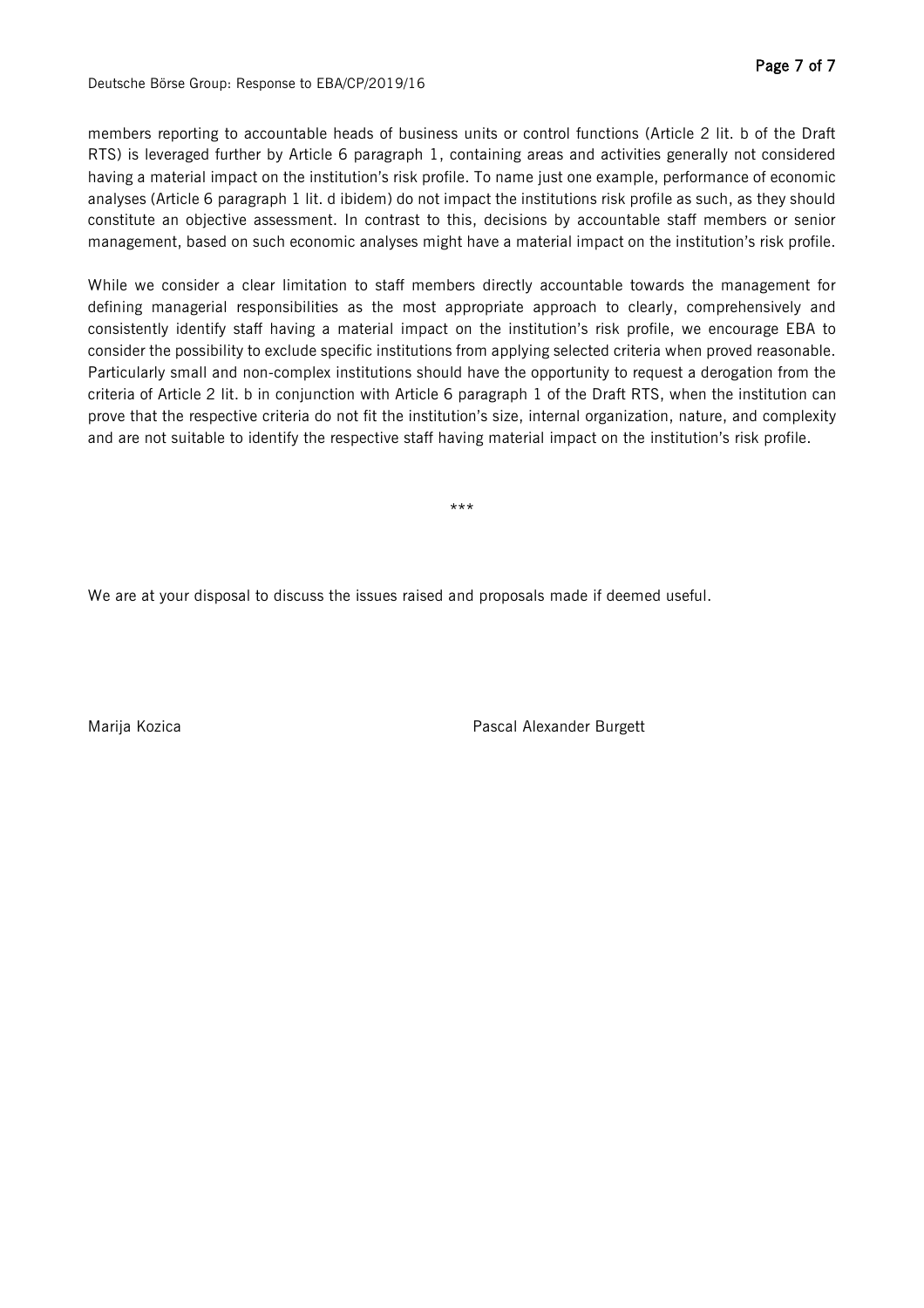members reporting to accountable heads of business units or control functions (Article 2 lit. b of the Draft RTS) is leveraged further by Article 6 paragraph 1, containing areas and activities generally not considered having a material impact on the institution's risk profile. To name just one example, performance of economic analyses (Article 6 paragraph 1 lit. d ibidem) do not impact the institutions risk profile as such, as they should constitute an objective assessment. In contrast to this, decisions by accountable staff members or senior management, based on such economic analyses might have a material impact on the institution's risk profile.

While we consider a clear limitation to staff members directly accountable towards the management for defining managerial responsibilities as the most appropriate approach to clearly, comprehensively and consistently identify staff having a material impact on the institution's risk profile, we encourage EBA to consider the possibility to exclude specific institutions from applying selected criteria when proved reasonable. Particularly small and non-complex institutions should have the opportunity to request a derogation from the criteria of Article 2 lit. b in conjunction with Article 6 paragraph 1 of the Draft RTS, when the institution can prove that the respective criteria do not fit the institution's size, internal organization, nature, and complexity and are not suitable to identify the respective staff having material impact on the institution's risk profile.

***

We are at your disposal to discuss the issues raised and proposals made if deemed useful.

Marija Kozica

Pascal Alexander Burgett